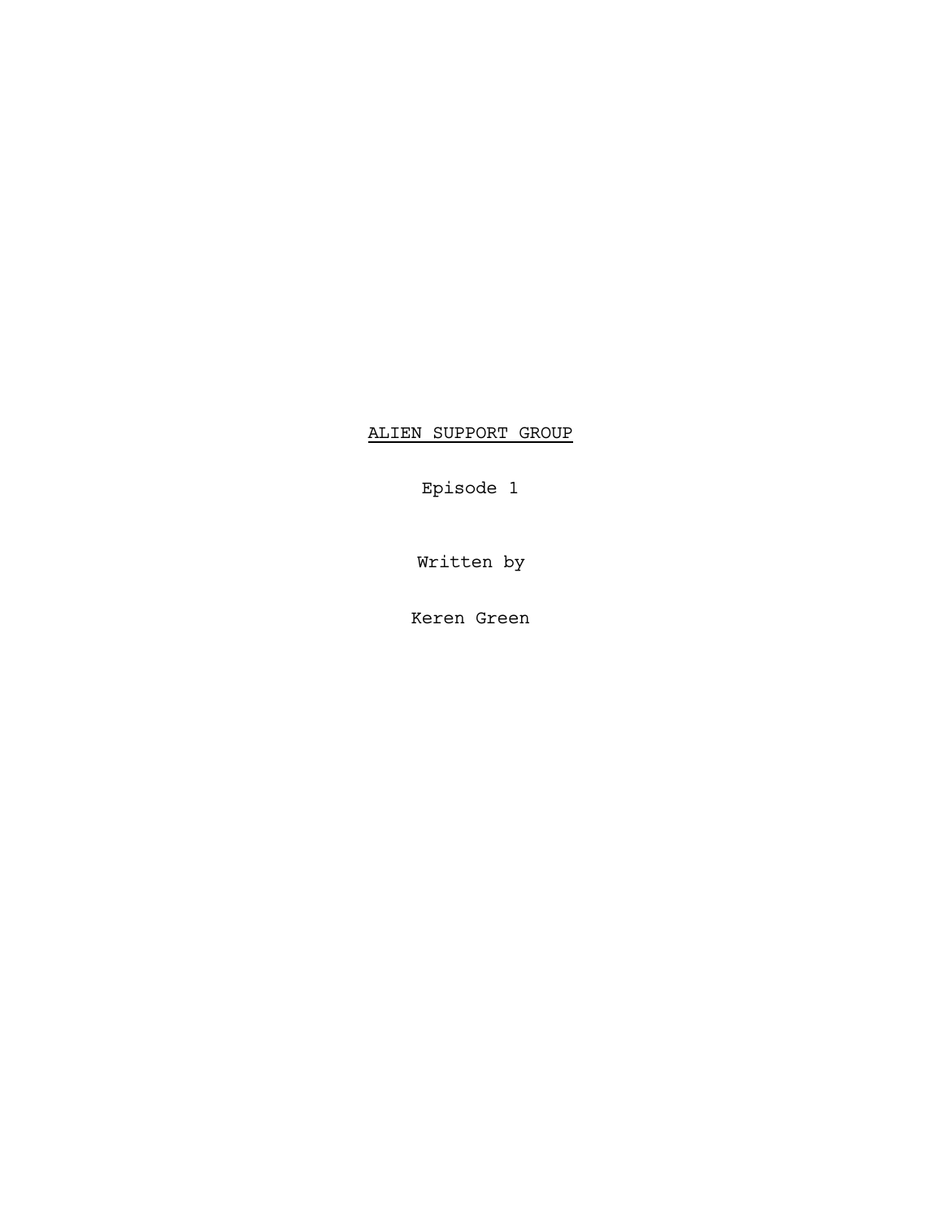<u>ALIEN SUPPORT GROUP</u>

Episode 1

Written by

Keren Green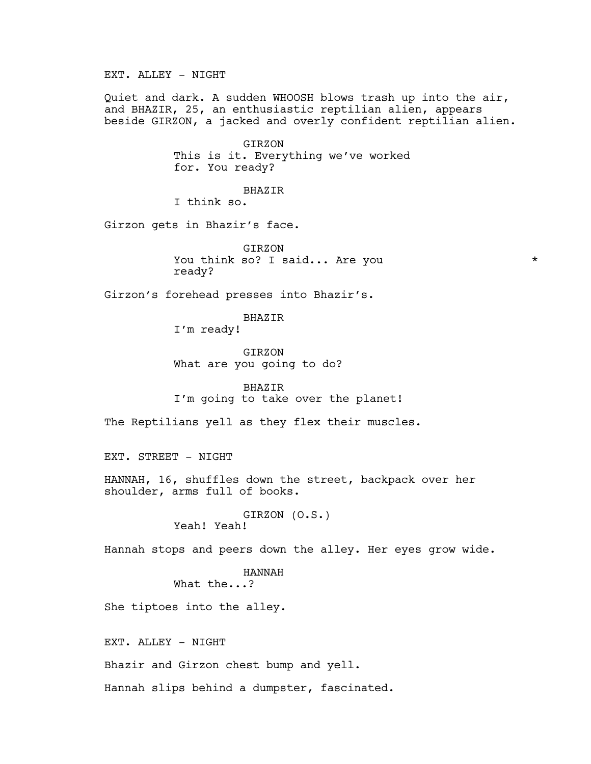EXT. ALLEY - NIGHT

Quiet and dark. A sudden WHOOSH blows trash up into the air, and BHAZIR, 25, an enthusiastic reptilian alien, appears beside GIRZON, a jacked and overly confident reptilian alien.

GIRZON
This is it. Everything we've worked for. You ready?

BHAZIR
I think so.

Girzon gets in Bhazir's face.

GIRZON
You think so? I said... Are you ready? *

Girzon's forehead presses into Bhazir's.

BHAZIR
I'm ready!

GIRZON
What are you going to do?

BHAZIR
I'm going to take over the planet!

The Reptilians yell as they flex their muscles.

EXT. STREET - NIGHT

HANNAH, 16, shuffles down the street, backpack over her shoulder, arms full of books.

GIRZON (O.S.)
Yeah! Yeah!

Hannah stops and peers down the alley. Her eyes grow wide.

HANNAH
What the...?

She tiptoes into the alley.

EXT. ALLEY - NIGHT

Bhazir and Girzon chest bump and yell.

Hannah slips behind a dumpster, fascinated.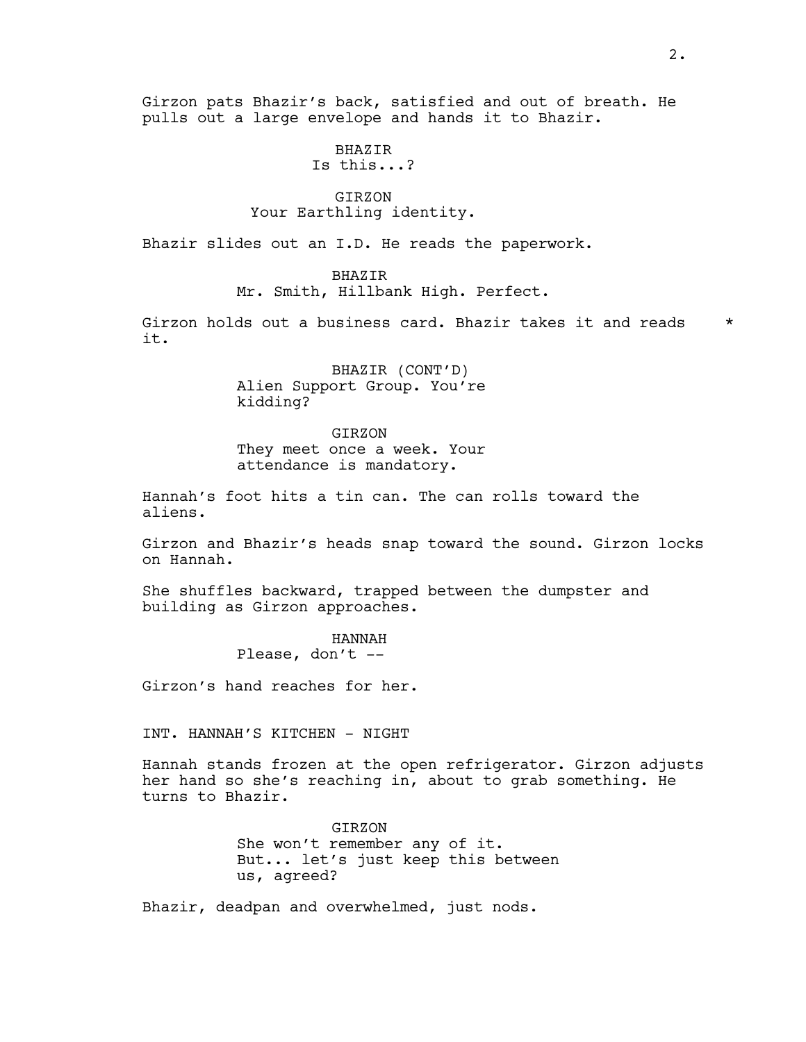Girzon pats Bhazir's back, satisfied and out of breath. He pulls out a large envelope and hands it to Bhazir.

BHAZIR
Is this...?

GIRZON
Your Earthling identity.

Bhazir slides out an I.D. He reads the paperwork.

BHAZIR
Mr. Smith, Hillbank High. Perfect.

Girzon holds out a business card. Bhazir takes it and reads it. *

BHAZIR (CONT'D)
Alien Support Group. You're kidding?

GIRZON
They meet once a week. Your attendance is mandatory.

Hannah's foot hits a tin can. The can rolls toward the aliens.

Girzon and Bhazir's heads snap toward the sound. Girzon locks on Hannah.

She shuffles backward, trapped between the dumpster and building as Girzon approaches.

HANNAH
Please, don't --

Girzon's hand reaches for her.

INT. HANNAH'S KITCHEN - NIGHT

Hannah stands frozen at the open refrigerator. Girzon adjusts her hand so she's reaching in, about to grab something. He turns to Bhazir.

GIRZON
She won't remember any of it. But... let's just keep this between us, agreed?

Bhazir, deadpan and overwhelmed, just nods.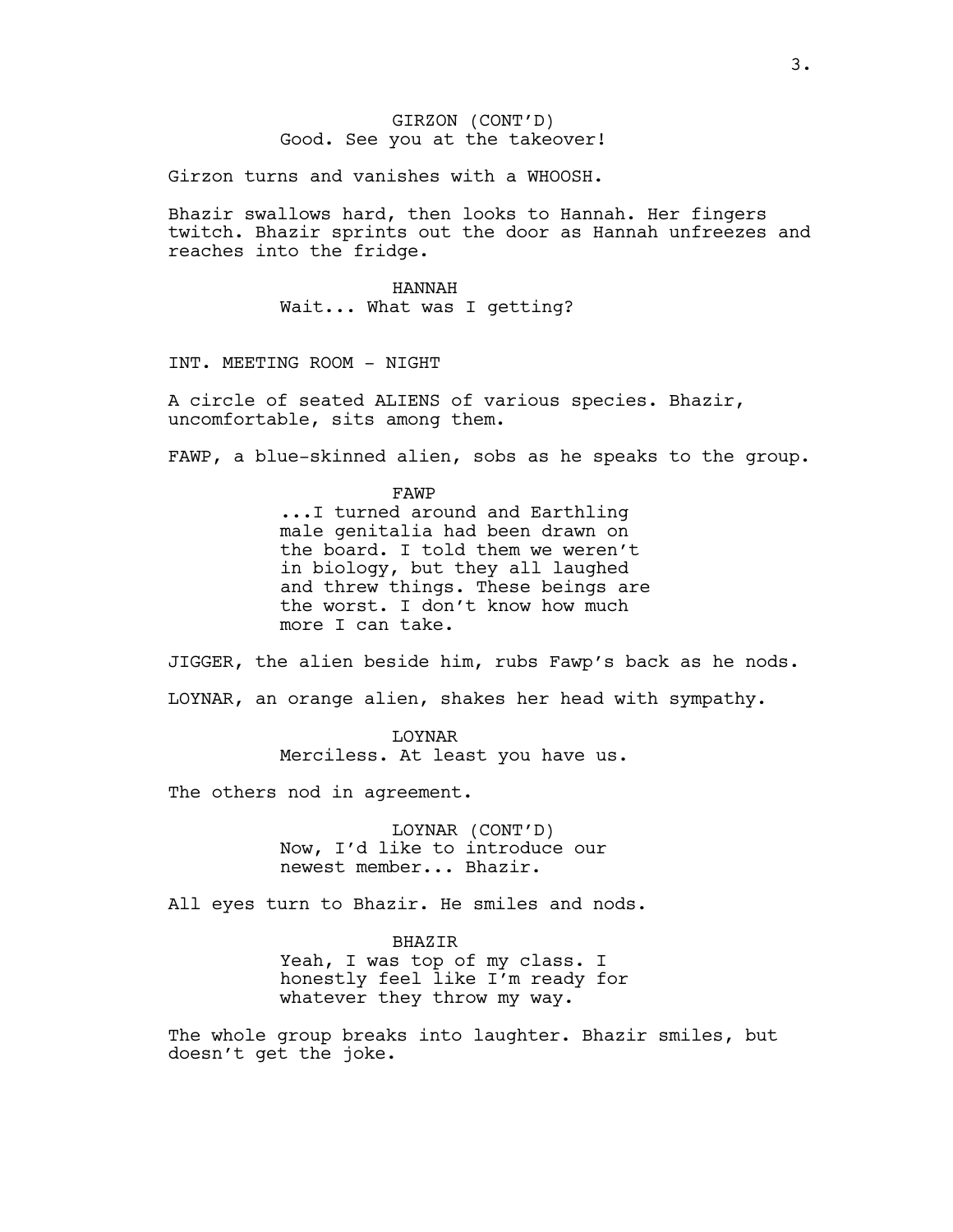GIRZON (CONT'D)
Good. See you at the takeover!

Girzon turns and vanishes with a WHOOSH.

Bhazir swallows hard, then looks to Hannah. Her fingers twitch. Bhazir sprints out the door as Hannah unfreezes and reaches into the fridge.

HANNAH
Wait... What was I getting?

INT. MEETING ROOM - NIGHT

A circle of seated ALIENS of various species. Bhazir, uncomfortable, sits among them.

FAWP, a blue-skinned alien, sobs as he speaks to the group.

FAWP
...I turned around and Earthling male genitalia had been drawn on the board. I told them we weren't in biology, but they all laughed and threw things. These beings are the worst. I don't know how much more I can take.

JIGGER, the alien beside him, rubs Fawp's back as he nods.

LOYNAR, an orange alien, shakes her head with sympathy.

LOYNAR
Merciless. At least you have us.

The others nod in agreement.

LOYNAR (CONT'D)
Now, I'd like to introduce our newest member... Bhazir.

All eyes turn to Bhazir. He smiles and nods.

BHAZIR
Yeah, I was top of my class. I honestly feel like I'm ready for whatever they throw my way.

The whole group breaks into laughter. Bhazir smiles, but doesn't get the joke.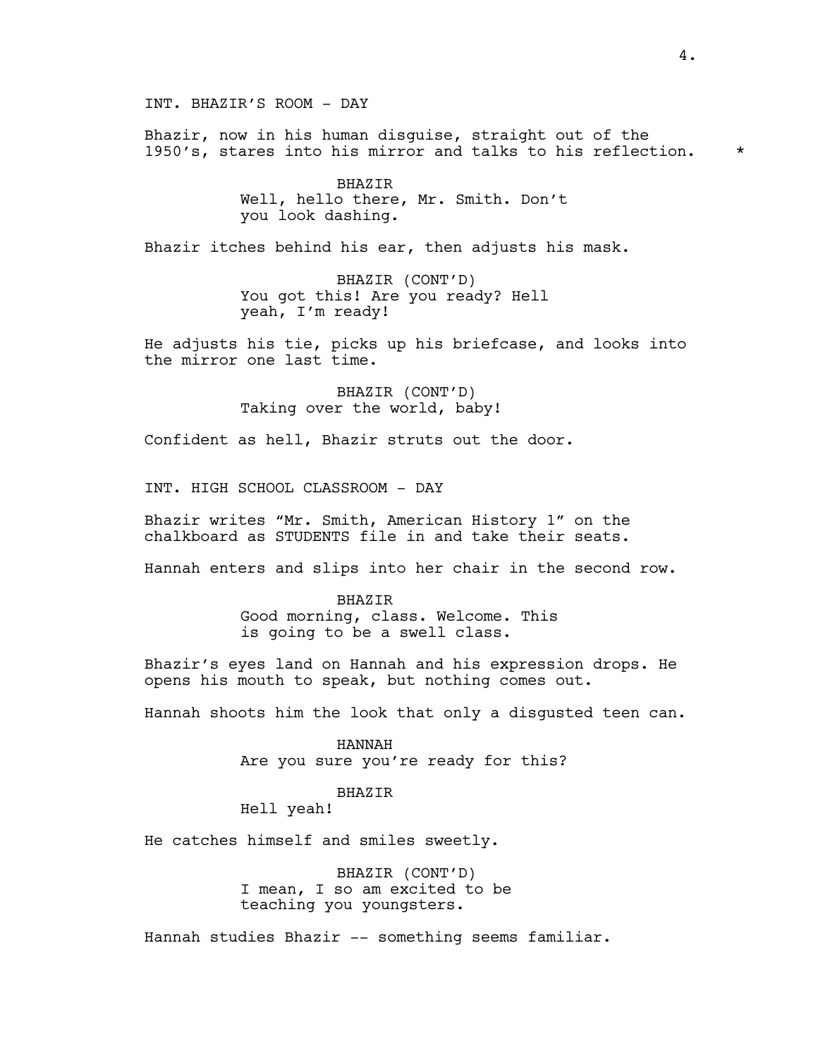INT. BHAZIR'S ROOM - DAY

Bhazir, now in his human disguise, straight out of the 1950's, stares into his mirror and talks to his reflection. *

BHAZIR
Well, hello there, Mr. Smith. Don't you look dashing.

Bhazir itches behind his ear, then adjusts his mask.

BHAZIR (CONT'D)
You got this! Are you ready? Hell yeah, I'm ready!

He adjusts his tie, picks up his briefcase, and looks into the mirror one last time.

BHAZIR (CONT'D)
Taking over the world, baby!

Confident as hell, Bhazir struts out the door.

INT. HIGH SCHOOL CLASSROOM - DAY

Bhazir writes "Mr. Smith, American History 1" on the chalkboard as STUDENTS file in and take their seats.

Hannah enters and slips into her chair in the second row.

BHAZIR
Good morning, class. Welcome. This is going to be a swell class.

Bhazir's eyes land on Hannah and his expression drops. He opens his mouth to speak, but nothing comes out.

Hannah shoots him the look that only a disgusted teen can.

HANNAH
Are you sure you're ready for this?

BHAZIR
Hell yeah!

He catches himself and smiles sweetly.

BHAZIR (CONT'D)
I mean, I so am excited to be teaching you youngsters.

Hannah studies Bhazir -- something seems familiar.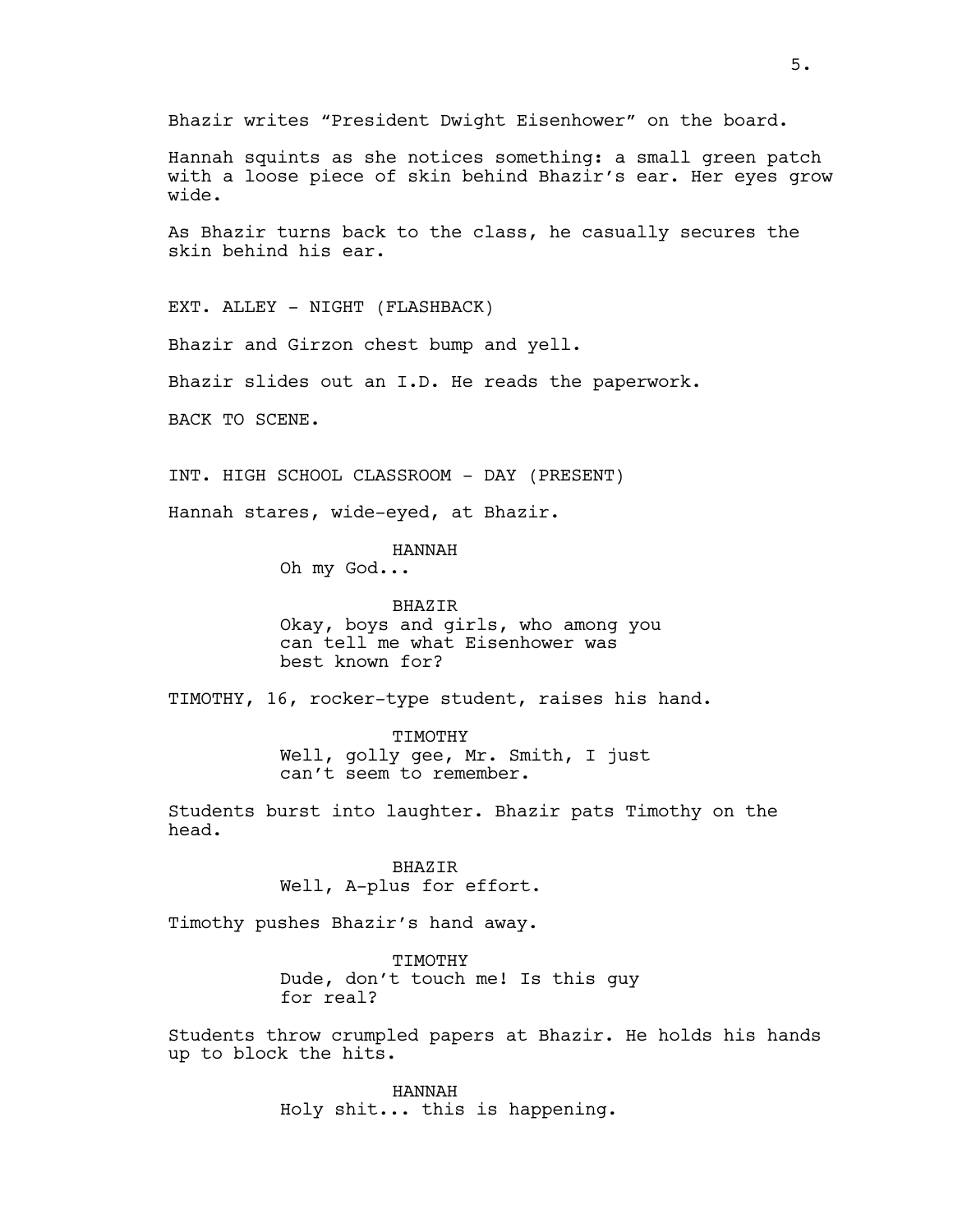Bhazir writes “President Dwight Eisenhower” on the board.

Hannah squints as she notices something: a small green patch with a loose piece of skin behind Bhazir’s ear. Her eyes grow wide.

As Bhazir turns back to the class, he casually secures the skin behind his ear.

EXT. ALLEY - NIGHT (FLASHBACK)

Bhazir and Girzon chest bump and yell.

Bhazir slides out an I.D. He reads the paperwork.

BACK TO SCENE.

INT. HIGH SCHOOL CLASSROOM - DAY (PRESENT)

Hannah stares, wide-eyed, at Bhazir.

HANNAH
Oh my God...

BHAZIR
Okay, boys and girls, who among you can tell me what Eisenhower was best known for?

TIMOTHY, 16, rocker-type student, raises his hand.

TIMOTHY
Well, golly gee, Mr. Smith, I just can’t seem to remember.

Students burst into laughter. Bhazir pats Timothy on the head.

BHAZIR
Well, A-plus for effort.

Timothy pushes Bhazir’s hand away.

TIMOTHY
Dude, don’t touch me! Is this guy for real?

Students throw crumpled papers at Bhazir. He holds his hands up to block the hits.

HANNAH
Holy shit... this is happening.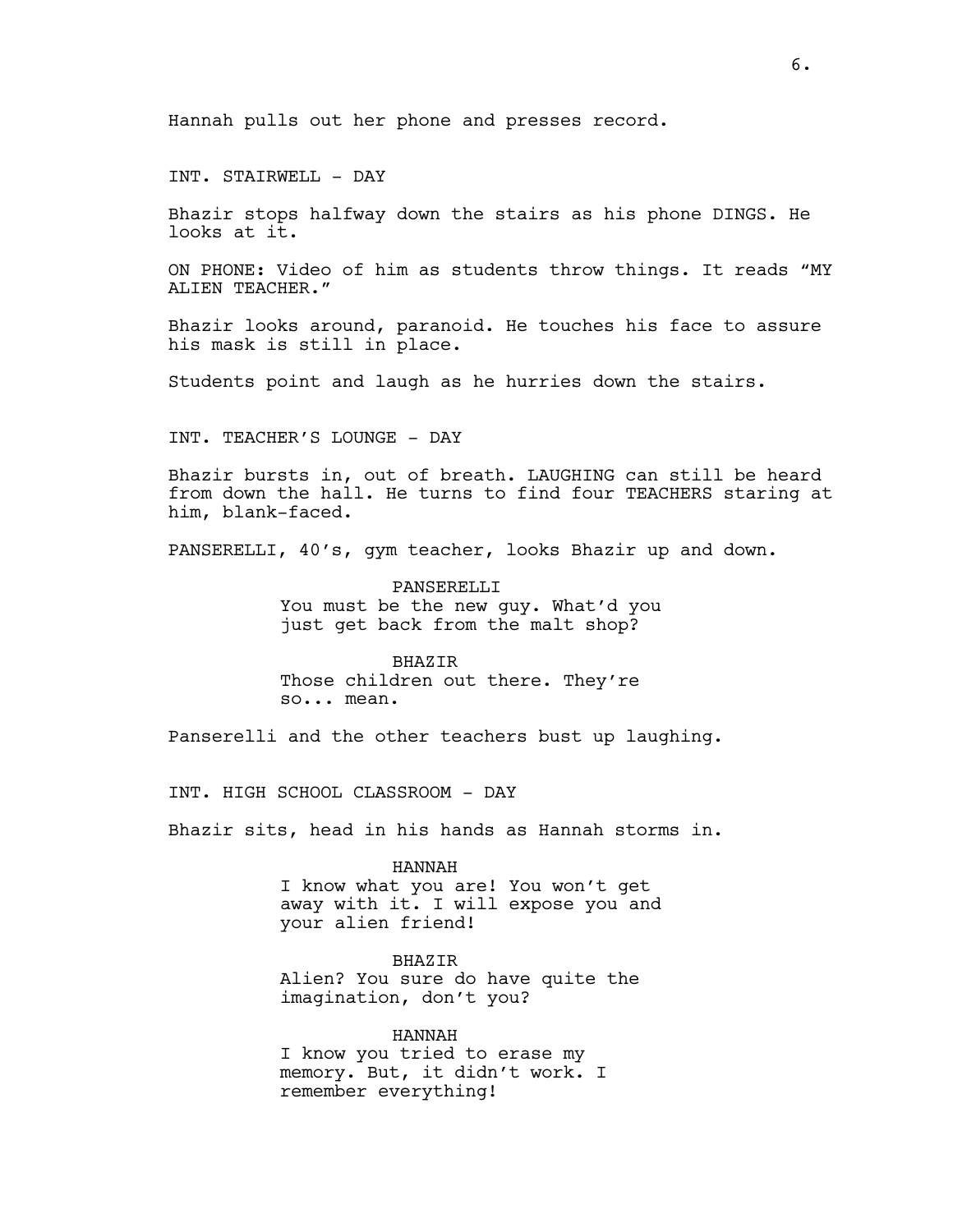Hannah pulls out her phone and presses record.

INT. STAIRWELL - DAY

Bhazir stops halfway down the stairs as his phone DINGS. He looks at it.

ON PHONE: Video of him as students throw things. It reads "MY ALIEN TEACHER."

Bhazir looks around, paranoid. He touches his face to assure his mask is still in place.

Students point and laugh as he hurries down the stairs.

INT. TEACHER'S LOUNGE - DAY

Bhazir bursts in, out of breath. LAUGHING can still be heard from down the hall. He turns to find four TEACHERS staring at him, blank-faced.

PANSERELLI, 40's, gym teacher, looks Bhazir up and down.

PANSERELLI
You must be the new guy. What'd you just get back from the malt shop?

BHAZIR
Those children out there. They're so... mean.

Panserelli and the other teachers bust up laughing.

INT. HIGH SCHOOL CLASSROOM - DAY

Bhazir sits, head in his hands as Hannah storms in.

HANNAH
I know what you are! You won't get away with it. I will expose you and your alien friend!

BHAZIR
Alien? You sure do have quite the imagination, don't you?

HANNAH
I know you tried to erase my memory. But, it didn't work. I remember everything!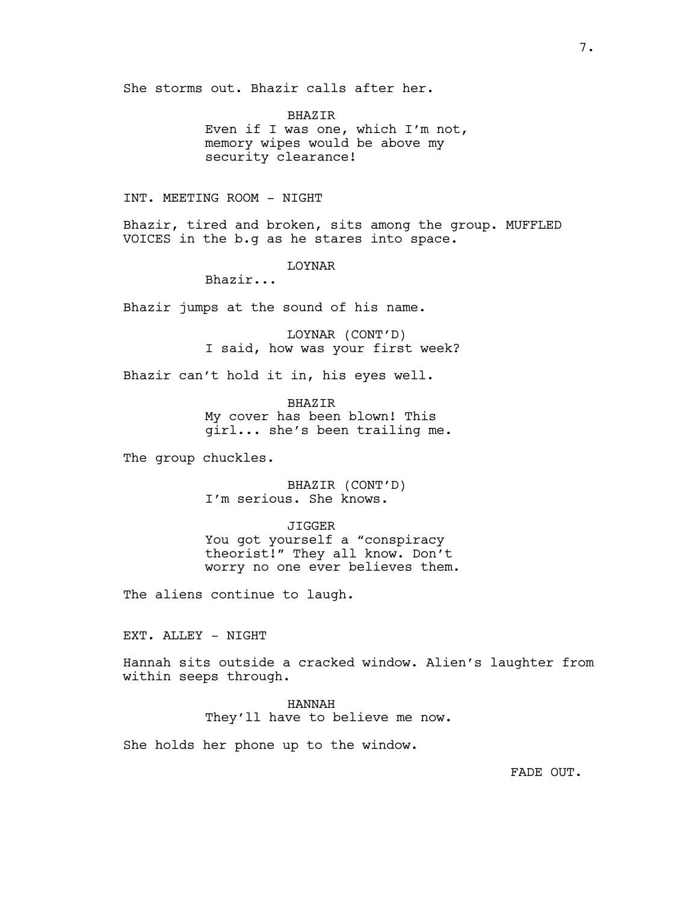She storms out. Bhazir calls after her.

BHAZIR
Even if I was one, which I'm not, memory wipes would be above my security clearance!

INT. MEETING ROOM - NIGHT

Bhazir, tired and broken, sits among the group. MUFFLED VOICES in the b.g as he stares into space.

LOYNAR
Bhazir...

Bhazir jumps at the sound of his name.

LOYNAR (CONT'D)
I said, how was your first week?

Bhazir can't hold it in, his eyes well.

BHAZIR
My cover has been blown! This girl... she's been trailing me.

The group chuckles.

BHAZIR (CONT'D)
I'm serious. She knows.

JIGGER
You got yourself a "conspiracy theorist!" They all know. Don't worry no one ever believes them.

The aliens continue to laugh.

EXT. ALLEY - NIGHT

Hannah sits outside a cracked window. Alien's laughter from within seeps through.

HANNAH
They'll have to believe me now.

She holds her phone up to the window.

FADE OUT.